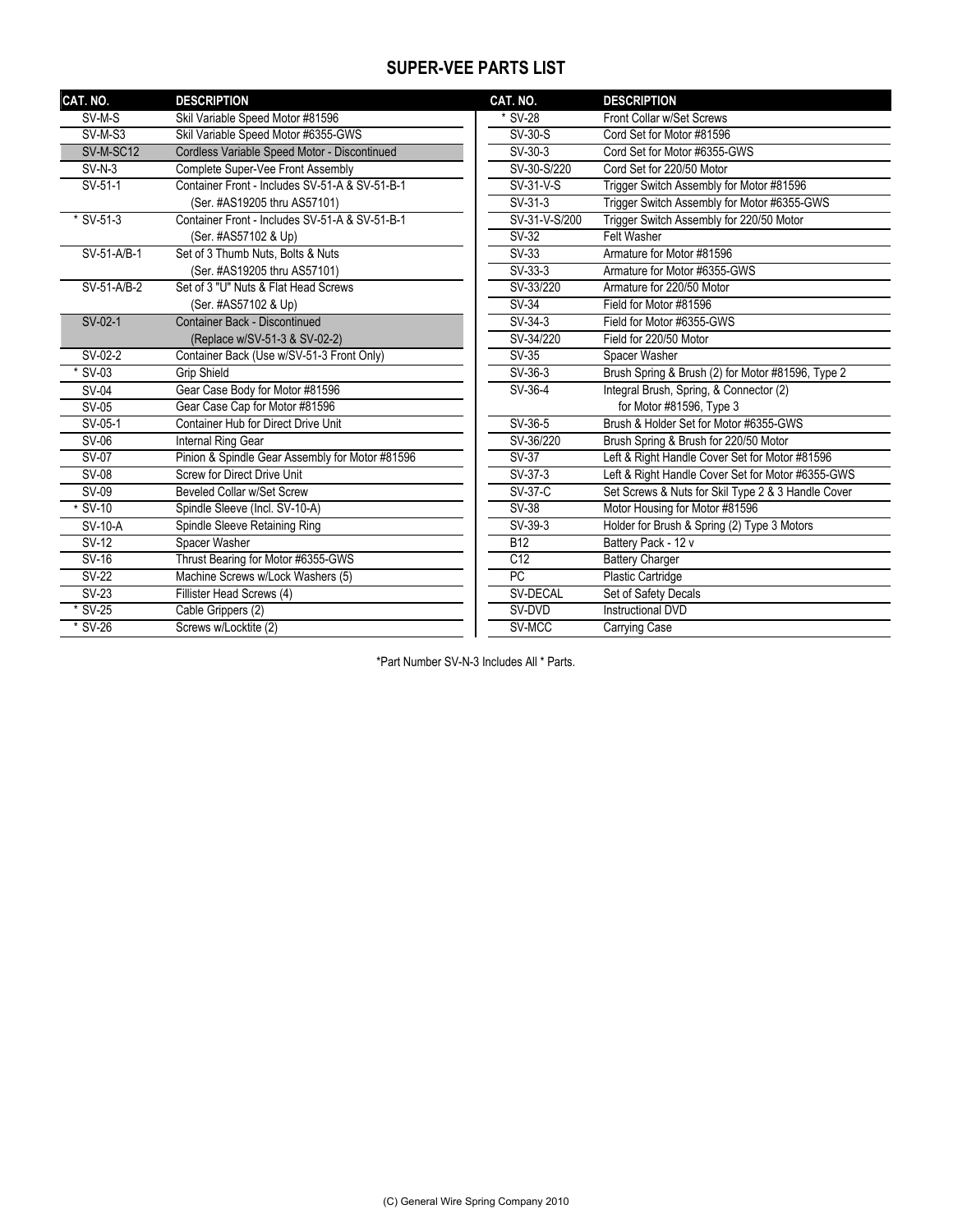## SUPER-VEE PARTS LIST

| CAT. NO. | DESCRIPTION |
|---|---|
| SV-M-S | Skil Variable Speed Motor #81596 |
| SV-M-S3 | Skil Variable Speed Motor #6355-GWS |
| SV-M-SC12 | Cordless Variable Speed Motor - Discontinued |
| SV-N-3 | Complete Super-Vee Front Assembly |
| SV-51-1 | Container Front - Includes SV-51-A & SV-51-B-1 (Ser. #AS19205 thru AS57101) |
| * SV-51-3 | Container Front - Includes SV-51-A & SV-51-B-1 (Ser. #AS57102 & Up) |
| SV-51-A/B-1 | Set of 3 Thumb Nuts, Bolts & Nuts (Ser. #AS19205 thru AS57101) |
| SV-51-A/B-2 | Set of 3 "U" Nuts & Flat Head Screws (Ser. #AS57102 & Up) |
| SV-02-1 | Container Back - Discontinued (Replace w/SV-51-3 & SV-02-2) |
| SV-02-2 | Container Back (Use w/SV-51-3 Front Only) |
| * SV-03 | Grip Shield |
| SV-04 | Gear Case Body for Motor #81596 |
| SV-05 | Gear Case Cap for Motor #81596 |
| SV-05-1 | Container Hub for Direct Drive Unit |
| SV-06 | Internal Ring Gear |
| SV-07 | Pinion & Spindle Gear Assembly for Motor #81596 |
| SV-08 | Screw for Direct Drive Unit |
| SV-09 | Beveled Collar w/Set Screw |
| * SV-10 | Spindle Sleeve (Incl. SV-10-A) |
| SV-10-A | Spindle Sleeve Retaining Ring |
| SV-12 | Spacer Washer |
| SV-16 | Thrust Bearing for Motor #6355-GWS |
| SV-22 | Machine Screws w/Lock Washers (5) |
| SV-23 | Fillister Head Screws (4) |
| * SV-25 | Cable Grippers (2) |
| * SV-26 | Screws w/Locktite (2) |
| * SV-28 | Front Collar w/Set Screws |
| SV-30-S | Cord Set for Motor #81596 |
| SV-30-3 | Cord Set for Motor #6355-GWS |
| SV-30-S/220 | Cord Set for 220/50 Motor |
| SV-31-V-S | Trigger Switch Assembly for Motor #81596 |
| SV-31-3 | Trigger Switch Assembly for Motor #6355-GWS |
| SV-31-V-S/200 | Trigger Switch Assembly for 220/50 Motor |
| SV-32 | Felt Washer |
| SV-33 | Armature for Motor #81596 |
| SV-33-3 | Armature for Motor #6355-GWS |
| SV-33/220 | Armature for 220/50 Motor |
| SV-34 | Field for Motor #81596 |
| SV-34-3 | Field for Motor #6355-GWS |
| SV-34/220 | Field for 220/50 Motor |
| SV-35 | Spacer Washer |
| SV-36-3 | Brush Spring & Brush (2) for Motor #81596, Type 2 |
| SV-36-4 | Integral Brush, Spring, & Connector (2) for Motor #81596, Type 3 |
| SV-36-5 | Brush & Holder Set for Motor #6355-GWS |
| SV-36/220 | Brush Spring & Brush for 220/50 Motor |
| SV-37 | Left & Right Handle Cover Set for Motor #81596 |
| SV-37-3 | Left & Right Handle Cover Set for Motor #6355-GWS |
| SV-37-C | Set Screws & Nuts for Skil Type 2 & 3 Handle Cover |
| SV-38 | Motor Housing for Motor #81596 |
| SV-39-3 | Holder for Brush & Spring (2) Type 3 Motors |
| B12 | Battery Pack - 12 v |
| C12 | Battery Charger |
| PC | Plastic Cartridge |
| SV-DECAL | Set of Safety Decals |
| SV-DVD | Instructional DVD |
| SV-MCC | Carrying Case |

*Part Number SV-N-3 Includes All * Parts.

(C) General Wire Spring Company 2010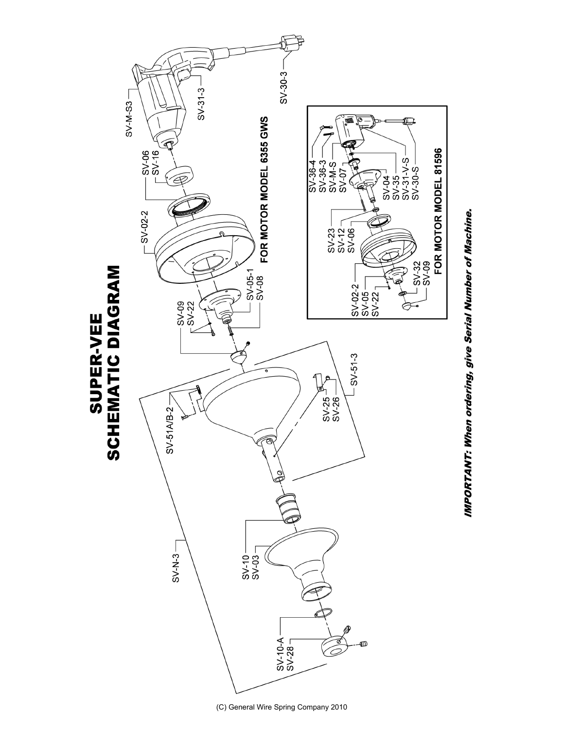# SUPER-VEE SCHEMATIC DIAGRAM

SV-N-3

SV-10-A
SV-28

SV-10
SV-03

SV-51A/B-2

SV-25
SV-26

SV-51-3

SV-09
SV-22

SV-05-1
SV-08

SV-02-2

SV-06
SV-16

SV-M-S3

SV-31-3

SV-30-3

**FOR MOTOR MODEL 6355 GWS**

SV-02-2
SV-05
SV-22

SV-32
SV-09

SV-23
SV-12
SV-06

SV-36-4
SV-36-3
SV-M-S
SV-07

SV-04
SV-35
SV-31-V-S
SV-30-S

**FOR MOTOR MODEL 81596**

***IMPORTANT: When ordering, give Serial Number of Machine.***

(C) General Wire Spring Company 2010